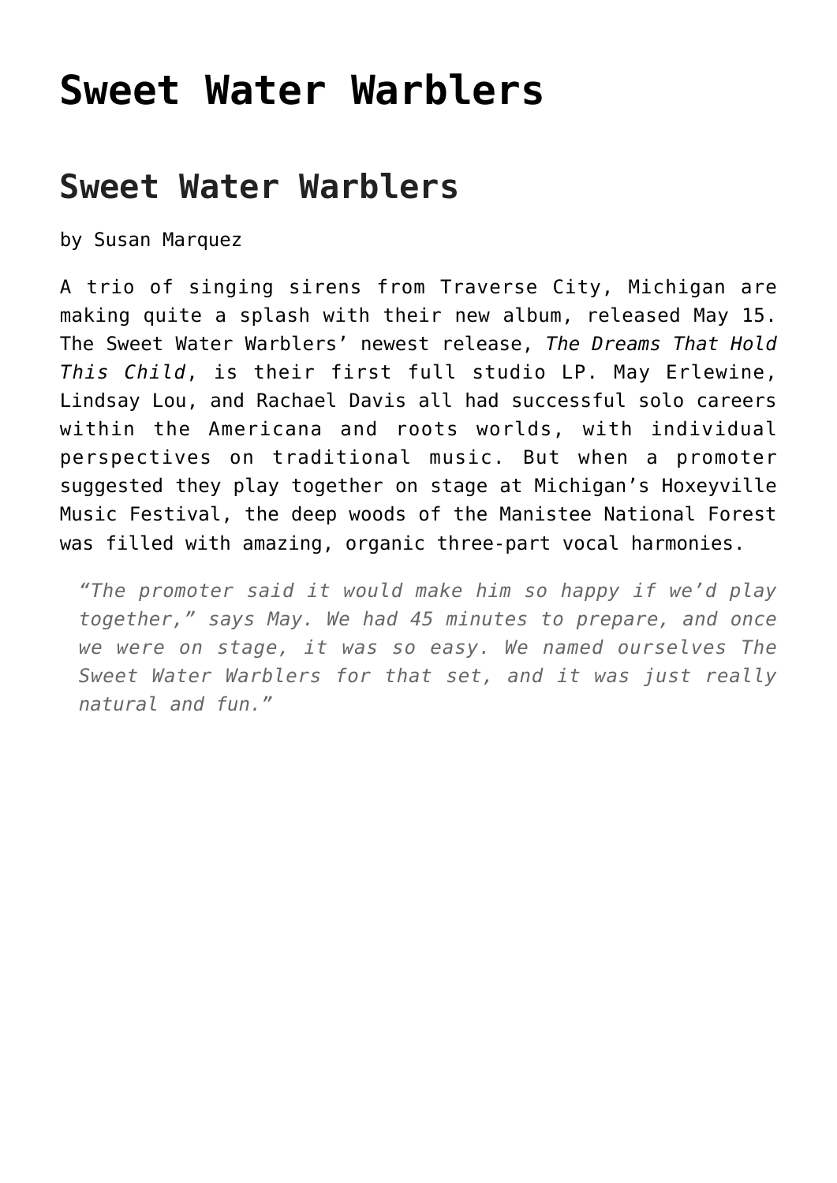# Sweet Water Warblers

## Sweet Water Warblers

by Susan Marquez

A trio of singing sirens from Traverse City, Michigan are making quite a splash with their new album, released May 15. The Sweet Water Warblers' newest release, *The Dreams That Hold This Child*, is their first full studio LP. May Erlewine, Lindsay Lou, and Rachael Davis all had successful solo careers within the Americana and roots worlds, with individual perspectives on traditional music. But when a promoter suggested they play together on stage at Michigan's Hoxeyville Music Festival, the deep woods of the Manistee National Forest was filled with amazing, organic three-part vocal harmonies.

> *"The promoter said it would make him so happy if we'd play together," says May. We had 45 minutes to prepare, and once we were on stage, it was so easy. We named ourselves The Sweet Water Warblers for that set, and it was just really natural and fun."*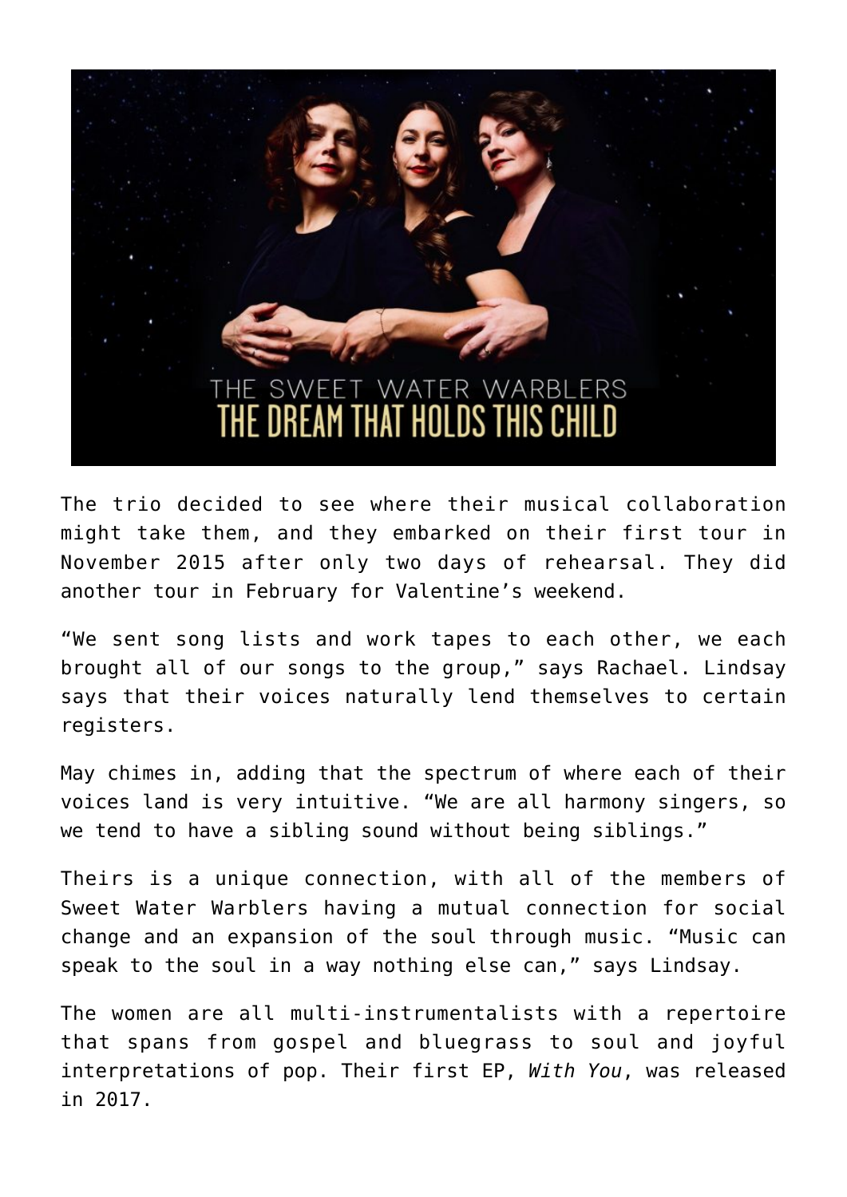The trio decided to see where their musical collaboration might take them, and they embarked on their first tour in November 2015 after only two days of rehearsal. They did another tour in February for Valentine's weekend.

"We sent song lists and work tapes to each other, we each brought all of our songs to the group," says Rachael. Lindsay says that their voices naturally lend themselves to certain registers.

May chimes in, adding that the spectrum of where each of their voices land is very intuitive. "We are all harmony singers, so we tend to have a sibling sound without being siblings."

Theirs is a unique connection, with all of the members of Sweet Water Warblers having a mutual connection for social change and an expansion of the soul through music. "Music can speak to the soul in a way nothing else can," says Lindsay.

The women are all multi-instrumentalists with a repertoire that spans from gospel and bluegrass to soul and joyful interpretations of pop. Their first EP, *With You*, was released in 2017.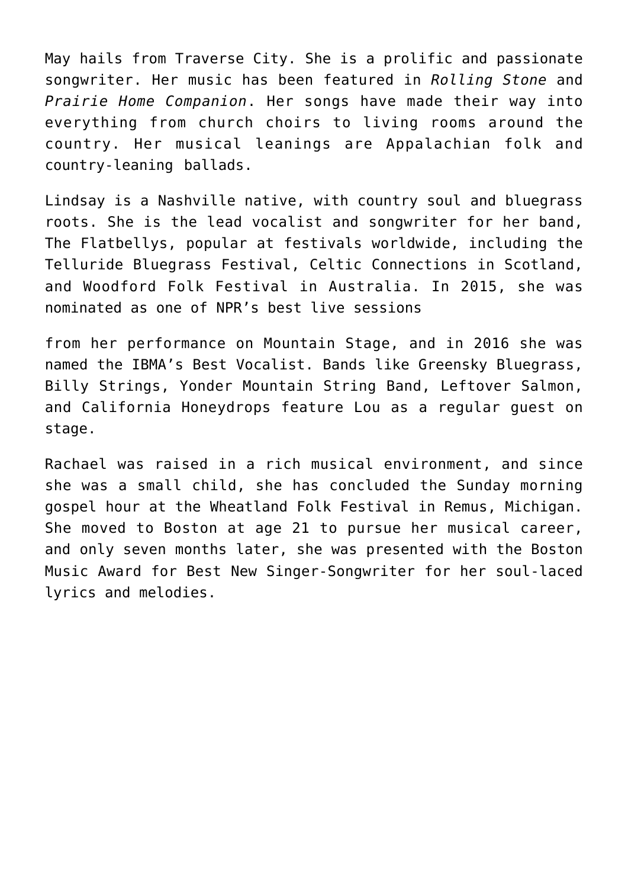May hails from Traverse City. She is a prolific and passionate songwriter. Her music has been featured in *Rolling Stone* and *Prairie Home Companion*. Her songs have made their way into everything from church choirs to living rooms around the country. Her musical leanings are Appalachian folk and country-leaning ballads.

Lindsay is a Nashville native, with country soul and bluegrass roots. She is the lead vocalist and songwriter for her band, The Flatbellys, popular at festivals worldwide, including the Telluride Bluegrass Festival, Celtic Connections in Scotland, and Woodford Folk Festival in Australia. In 2015, she was nominated as one of NPR's best live sessions

from her performance on Mountain Stage, and in 2016 she was named the IBMA's Best Vocalist. Bands like Greensky Bluegrass, Billy Strings, Yonder Mountain String Band, Leftover Salmon, and California Honeydrops feature Lou as a regular guest on stage.

Rachael was raised in a rich musical environment, and since she was a small child, she has concluded the Sunday morning gospel hour at the Wheatland Folk Festival in Remus, Michigan. She moved to Boston at age 21 to pursue her musical career, and only seven months later, she was presented with the Boston Music Award for Best New Singer-Songwriter for her soul-laced lyrics and melodies.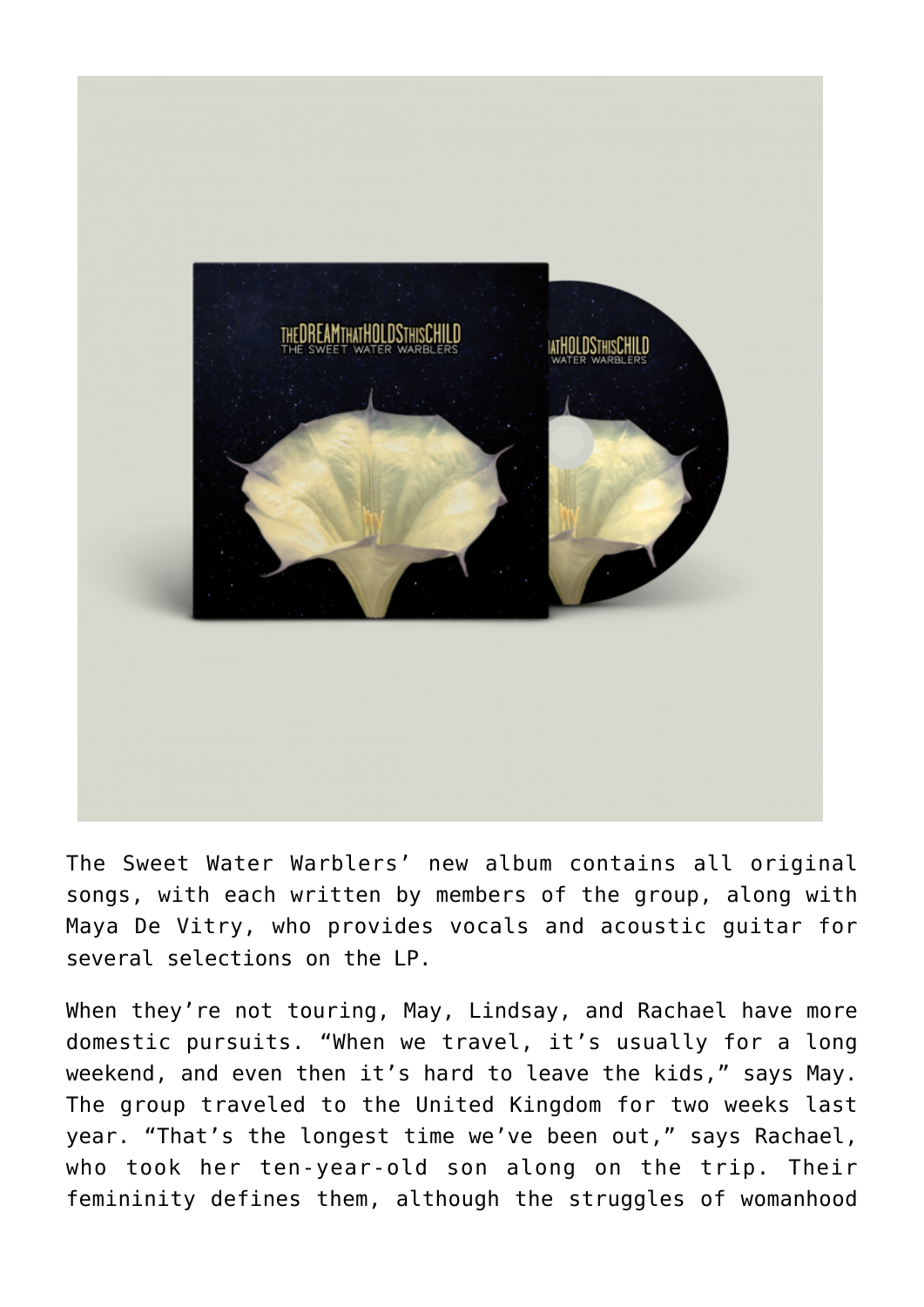The Sweet Water Warblers' new album contains all original songs, with each written by members of the group, along with Maya De Vitry, who provides vocals and acoustic guitar for several selections on the LP.

When they're not touring, May, Lindsay, and Rachael have more domestic pursuits. "When we travel, it's usually for a long weekend, and even then it's hard to leave the kids," says May. The group traveled to the United Kingdom for two weeks last year. "That's the longest time we've been out," says Rachael, who took her ten-year-old son along on the trip. Their femininity defines them, although the struggles of womanhood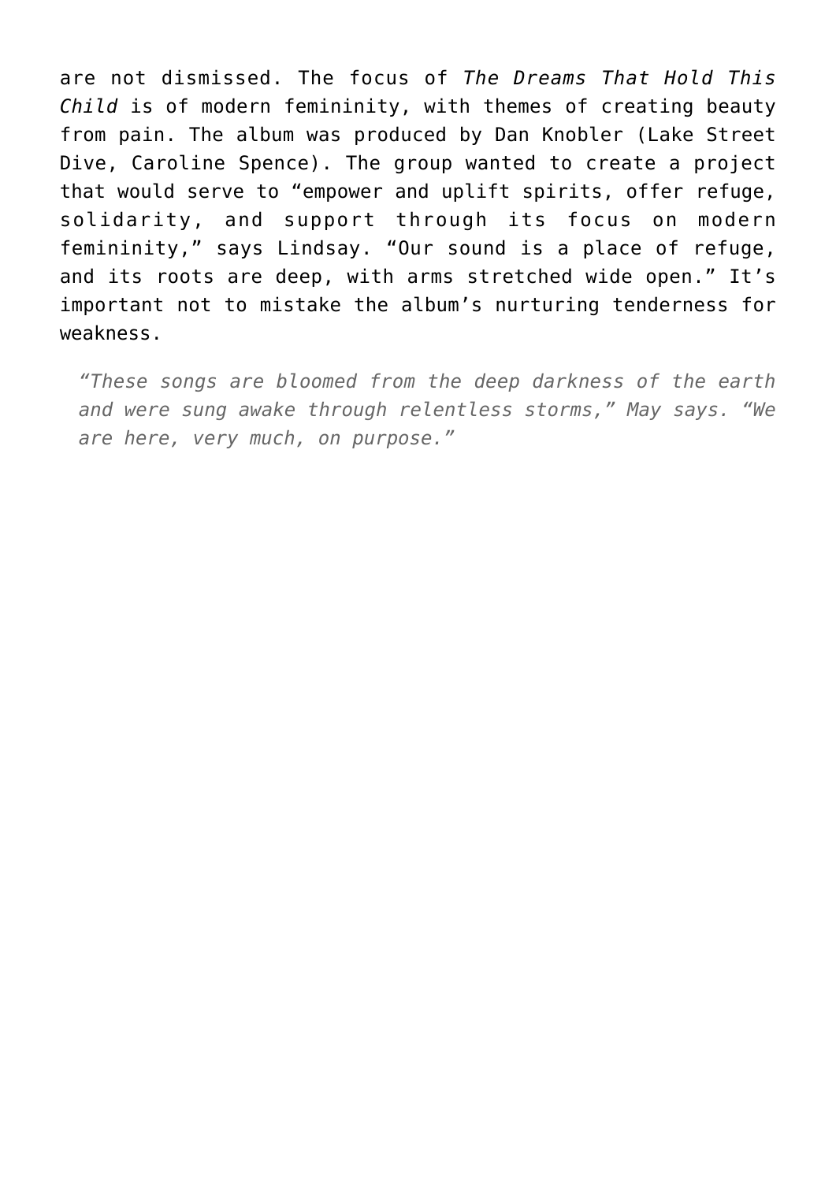are not dismissed. The focus of *The Dreams That Hold This Child* is of modern femininity, with themes of creating beauty from pain. The album was produced by Dan Knobler (Lake Street Dive, Caroline Spence). The group wanted to create a project that would serve to "empower and uplift spirits, offer refuge, solidarity, and support through its focus on modern femininity," says Lindsay. "Our sound is a place of refuge, and its roots are deep, with arms stretched wide open." It's important not to mistake the album's nurturing tenderness for weakness.

> *"These songs are bloomed from the deep darkness of the earth and were sung awake through relentless storms," May says. "We are here, very much, on purpose."*